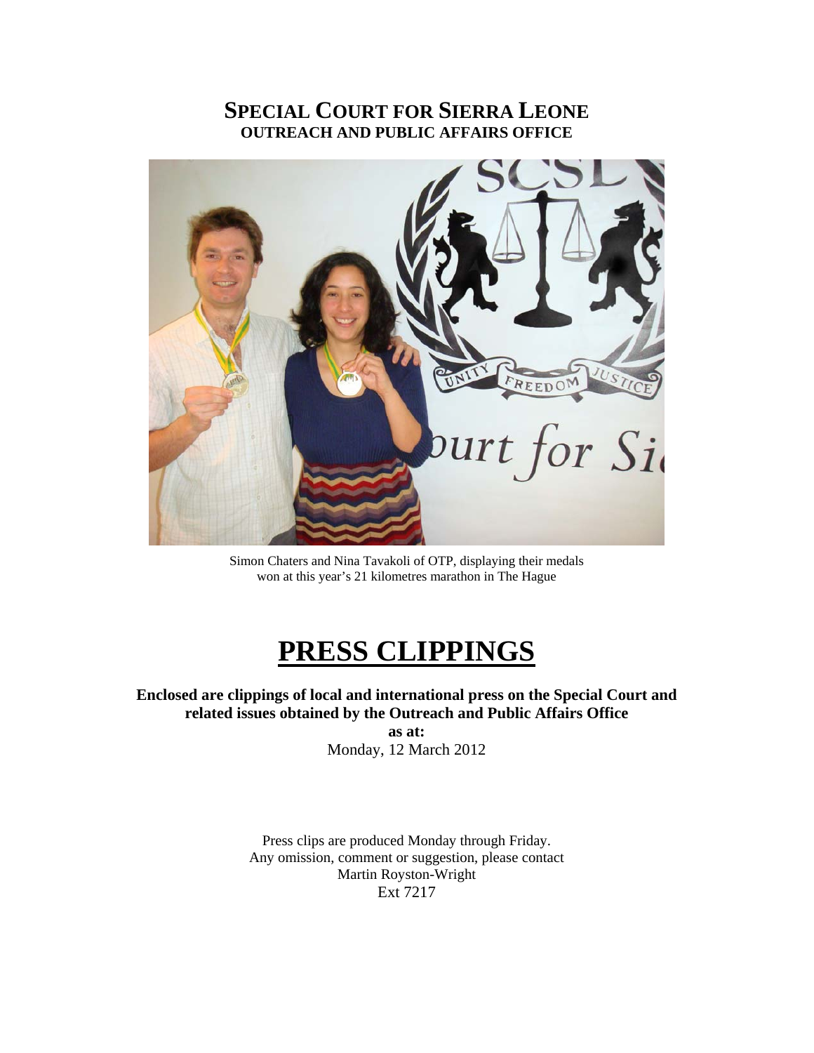# SPECIAL COURT FOR SIERRA LEONE
## OUTREACH AND PUBLIC AFFAIRS OFFICE

Simon Chaters and Nina Tavakoli of OTP, displaying their medals won at this year's 21 kilometres marathon in The Hague

# PRESS CLIPPINGS

**Enclosed are clippings of local and international press on the Special Court and related issues obtained by the Outreach and Public Affairs Office**

**as at:**

Monday, 12 March 2012

Press clips are produced Monday through Friday.
Any omission, comment or suggestion, please contact
Martin Royston-Wright
Ext 7217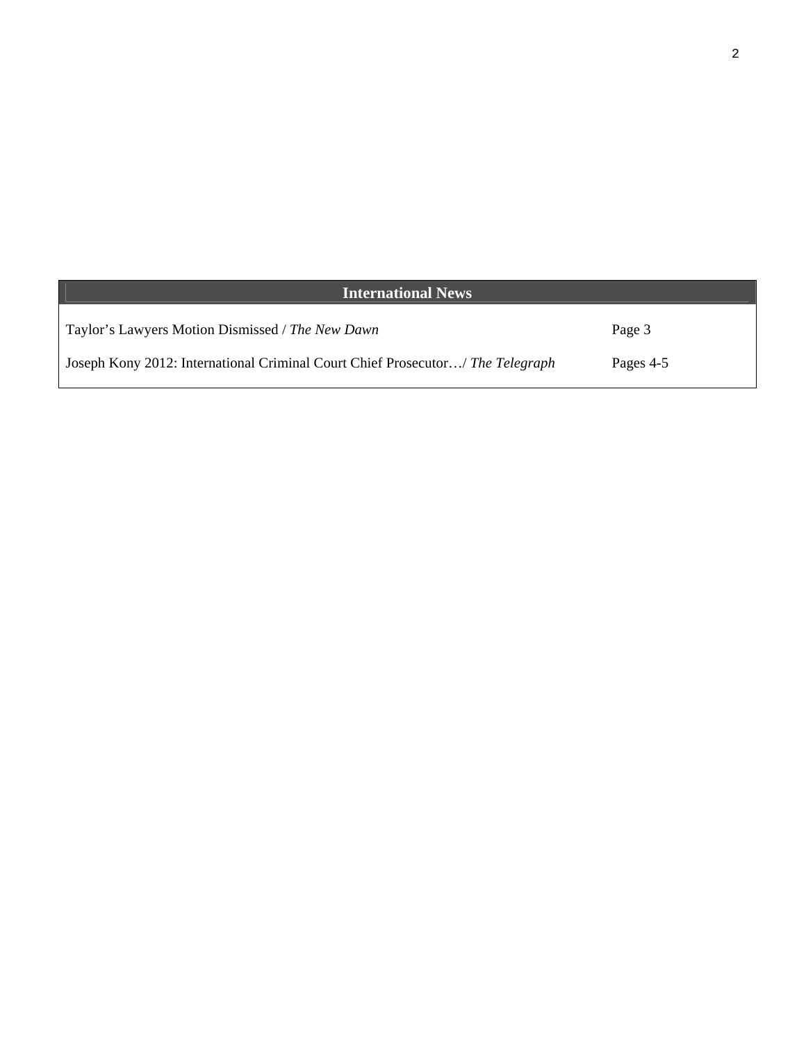| International News | |
| --- | --- |
| Taylor’s Lawyers Motion Dismissed / *The New Dawn* | Page 3 |
| Joseph Kony 2012: International Criminal Court Chief Prosecutor…/ *The Telegraph* | Pages 4-5 |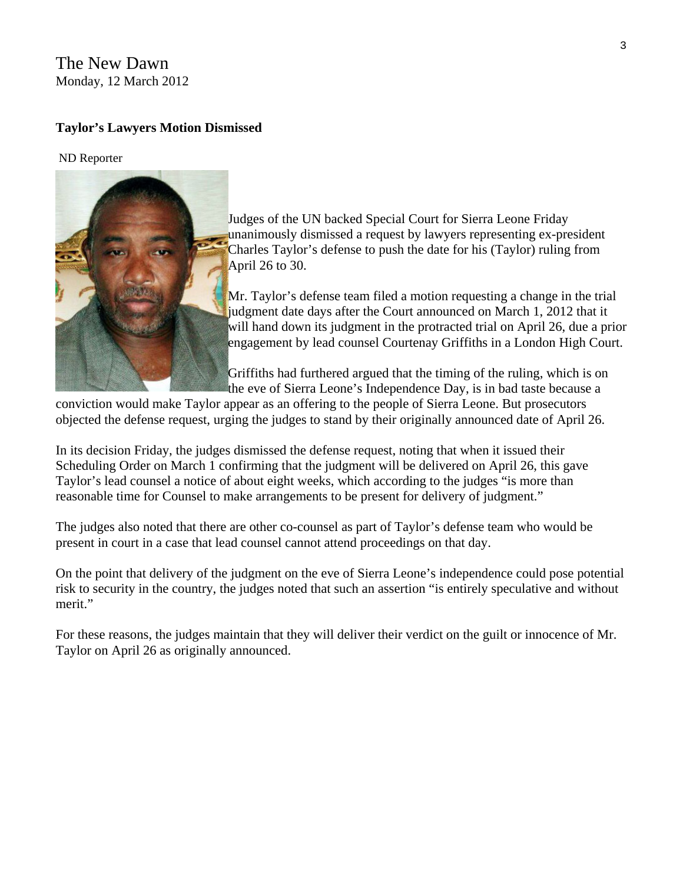The New Dawn
Monday, 12 March 2012

**Taylor's Lawyers Motion Dismissed**

ND Reporter

Judges of the UN backed Special Court for Sierra Leone Friday unanimously dismissed a request by lawyers representing ex-president Charles Taylor's defense to push the date for his (Taylor) ruling from April 26 to 30.

Mr. Taylor's defense team filed a motion requesting a change in the trial judgment date days after the Court announced on March 1, 2012 that it will hand down its judgment in the protracted trial on April 26, due a prior engagement by lead counsel Courtenay Griffiths in a London High Court.

Griffiths had furthered argued that the timing of the ruling, which is on the eve of Sierra Leone's Independence Day, is in bad taste because a conviction would make Taylor appear as an offering to the people of Sierra Leone. But prosecutors objected the defense request, urging the judges to stand by their originally announced date of April 26.

In its decision Friday, the judges dismissed the defense request, noting that when it issued their Scheduling Order on March 1 confirming that the judgment will be delivered on April 26, this gave Taylor's lead counsel a notice of about eight weeks, which according to the judges "is more than reasonable time for Counsel to make arrangements to be present for delivery of judgment."

The judges also noted that there are other co-counsel as part of Taylor's defense team who would be present in court in a case that lead counsel cannot attend proceedings on that day.

On the point that delivery of the judgment on the eve of Sierra Leone's independence could pose potential risk to security in the country, the judges noted that such an assertion "is entirely speculative and without merit."

For these reasons, the judges maintain that they will deliver their verdict on the guilt or innocence of Mr. Taylor on April 26 as originally announced.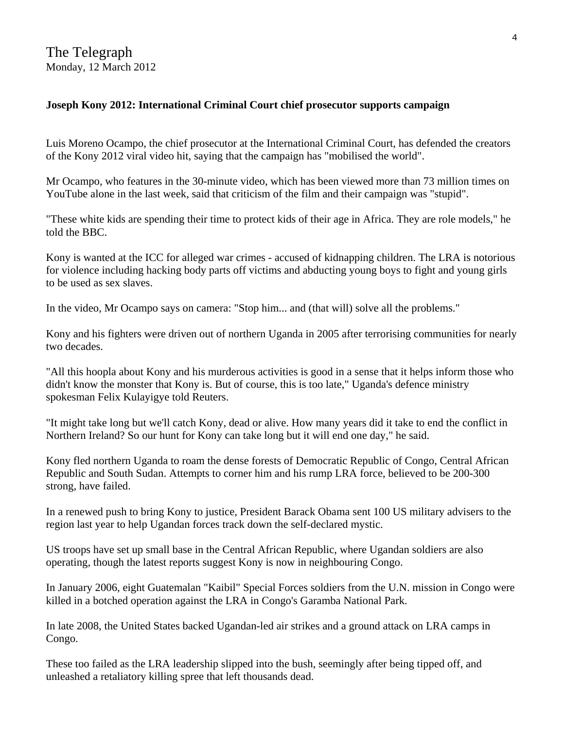The Telegraph
Monday, 12 March 2012

**Joseph Kony 2012: International Criminal Court chief prosecutor supports campaign**

Luis Moreno Ocampo, the chief prosecutor at the International Criminal Court, has defended the creators of the Kony 2012 viral video hit, saying that the campaign has "mobilised the world".

Mr Ocampo, who features in the 30-minute video, which has been viewed more than 73 million times on YouTube alone in the last week, said that criticism of the film and their campaign was "stupid".

"These white kids are spending their time to protect kids of their age in Africa. They are role models," he told the BBC.

Kony is wanted at the ICC for alleged war crimes - accused of kidnapping children. The LRA is notorious for violence including hacking body parts off victims and abducting young boys to fight and young girls to be used as sex slaves.

In the video, Mr Ocampo says on camera: "Stop him... and (that will) solve all the problems."

Kony and his fighters were driven out of northern Uganda in 2005 after terrorising communities for nearly two decades.

"All this hoopla about Kony and his murderous activities is good in a sense that it helps inform those who didn't know the monster that Kony is. But of course, this is too late," Uganda's defence ministry spokesman Felix Kulayigye told Reuters.

"It might take long but we'll catch Kony, dead or alive. How many years did it take to end the conflict in Northern Ireland? So our hunt for Kony can take long but it will end one day," he said.

Kony fled northern Uganda to roam the dense forests of Democratic Republic of Congo, Central African Republic and South Sudan. Attempts to corner him and his rump LRA force, believed to be 200-300 strong, have failed.

In a renewed push to bring Kony to justice, President Barack Obama sent 100 US military advisers to the region last year to help Ugandan forces track down the self-declared mystic.

US troops have set up small base in the Central African Republic, where Ugandan soldiers are also operating, though the latest reports suggest Kony is now in neighbouring Congo.

In January 2006, eight Guatemalan "Kaibil" Special Forces soldiers from the U.N. mission in Congo were killed in a botched operation against the LRA in Congo's Garamba National Park.

In late 2008, the United States backed Ugandan-led air strikes and a ground attack on LRA camps in Congo.

These too failed as the LRA leadership slipped into the bush, seemingly after being tipped off, and unleashed a retaliatory killing spree that left thousands dead.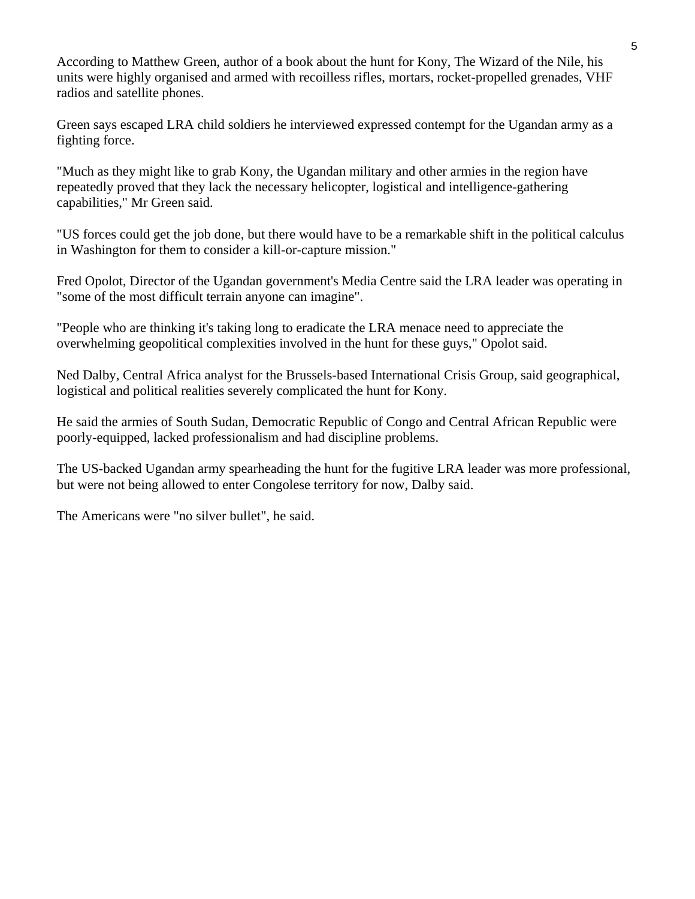According to Matthew Green, author of a book about the hunt for Kony, The Wizard of the Nile, his units were highly organised and armed with recoilless rifles, mortars, rocket-propelled grenades, VHF radios and satellite phones.

Green says escaped LRA child soldiers he interviewed expressed contempt for the Ugandan army as a fighting force.

"Much as they might like to grab Kony, the Ugandan military and other armies in the region have repeatedly proved that they lack the necessary helicopter, logistical and intelligence-gathering capabilities," Mr Green said.

"US forces could get the job done, but there would have to be a remarkable shift in the political calculus in Washington for them to consider a kill-or-capture mission."

Fred Opolot, Director of the Ugandan government's Media Centre said the LRA leader was operating in "some of the most difficult terrain anyone can imagine".

"People who are thinking it's taking long to eradicate the LRA menace need to appreciate the overwhelming geopolitical complexities involved in the hunt for these guys," Opolot said.

Ned Dalby, Central Africa analyst for the Brussels-based International Crisis Group, said geographical, logistical and political realities severely complicated the hunt for Kony.

He said the armies of South Sudan, Democratic Republic of Congo and Central African Republic were poorly-equipped, lacked professionalism and had discipline problems.

The US-backed Ugandan army spearheading the hunt for the fugitive LRA leader was more professional, but were not being allowed to enter Congolese territory for now, Dalby said.

The Americans were "no silver bullet", he said.